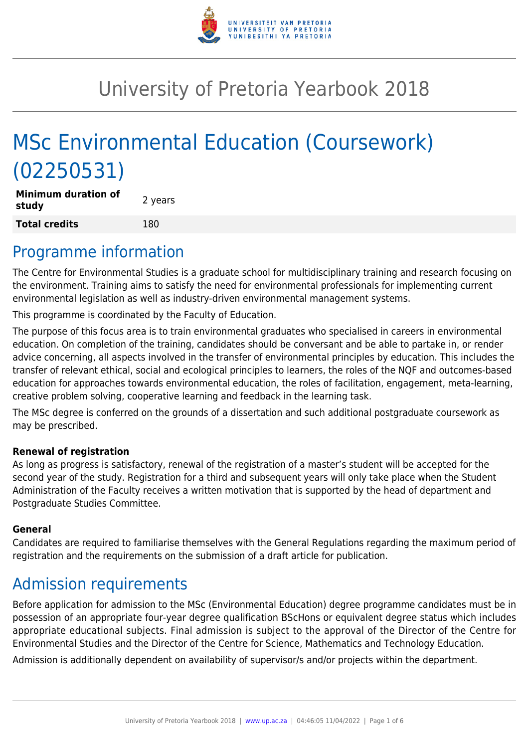# University of Pretoria Yearbook 2018

# MSc Environmental Education (Coursework) (02250531)

| Minimum duration of study | 2 years |
| --- | --- |
| **Total credits** | 180 |

## Programme information

The Centre for Environmental Studies is a graduate school for multidisciplinary training and research focusing on the environment. Training aims to satisfy the need for environmental professionals for implementing current environmental legislation as well as industry-driven environmental management systems.

This programme is coordinated by the Faculty of Education.

The purpose of this focus area is to train environmental graduates who specialised in careers in environmental education. On completion of the training, candidates should be conversant and be able to partake in, or render advice concerning, all aspects involved in the transfer of environmental principles by education. This includes the transfer of relevant ethical, social and ecological principles to learners, the roles of the NQF and outcomes-based education for approaches towards environmental education, the roles of facilitation, engagement, meta-learning, creative problem solving, cooperative learning and feedback in the learning task.

The MSc degree is conferred on the grounds of a dissertation and such additional postgraduate coursework as may be prescribed.

#### Renewal of registration

As long as progress is satisfactory, renewal of the registration of a master's student will be accepted for the second year of the study. Registration for a third and subsequent years will only take place when the Student Administration of the Faculty receives a written motivation that is supported by the head of department and Postgraduate Studies Committee.

#### General

Candidates are required to familiarise themselves with the General Regulations regarding the maximum period of registration and the requirements on the submission of a draft article for publication.

## Admission requirements

Before application for admission to the MSc (Environmental Education) degree programme candidates must be in possession of an appropriate four-year degree qualification BScHons or equivalent degree status which includes appropriate educational subjects. Final admission is subject to the approval of the Director of the Centre for Environmental Studies and the Director of the Centre for Science, Mathematics and Technology Education.

Admission is additionally dependent on availability of supervisor/s and/or projects within the department.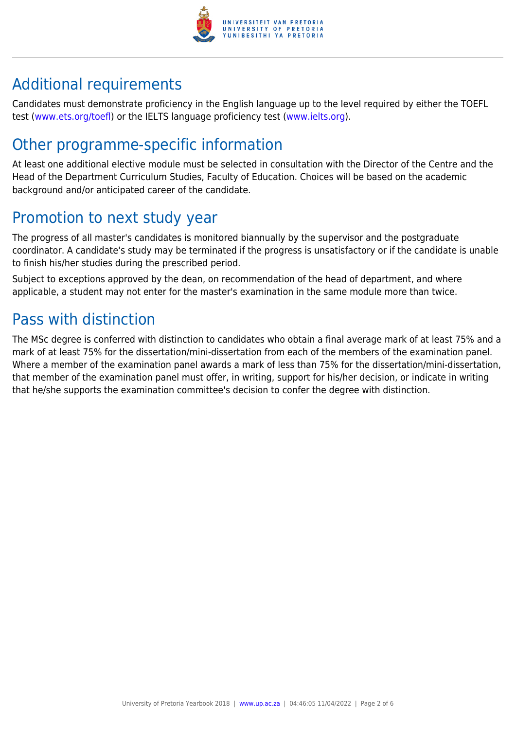## Additional requirements

Candidates must demonstrate proficiency in the English language up to the level required by either the TOEFL test (www.ets.org/toefl) or the IELTS language proficiency test (www.ielts.org).

## Other programme-specific information

At least one additional elective module must be selected in consultation with the Director of the Centre and the Head of the Department Curriculum Studies, Faculty of Education. Choices will be based on the academic background and/or anticipated career of the candidate.

## Promotion to next study year

The progress of all master's candidates is monitored biannually by the supervisor and the postgraduate coordinator. A candidate's study may be terminated if the progress is unsatisfactory or if the candidate is unable to finish his/her studies during the prescribed period.

Subject to exceptions approved by the dean, on recommendation of the head of department, and where applicable, a student may not enter for the master's examination in the same module more than twice.

## Pass with distinction

The MSc degree is conferred with distinction to candidates who obtain a final average mark of at least 75% and a mark of at least 75% for the dissertation/mini-dissertation from each of the members of the examination panel. Where a member of the examination panel awards a mark of less than 75% for the dissertation/mini-dissertation, that member of the examination panel must offer, in writing, support for his/her decision, or indicate in writing that he/she supports the examination committee's decision to confer the degree with distinction.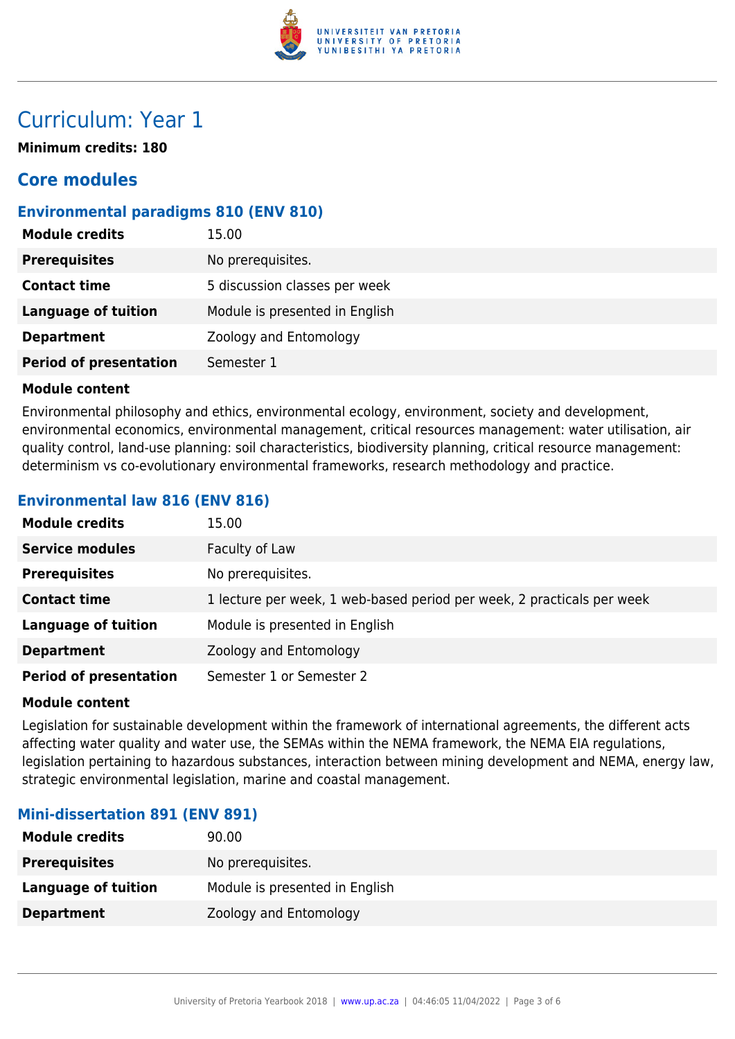# Curriculum: Year 1

**Minimum credits: 180**

## Core modules

### Environmental paradigms 810 (ENV 810)

| | |
|---|---|
| **Module credits** | 15.00 |
| **Prerequisites** | No prerequisites. |
| **Contact time** | 5 discussion classes per week |
| **Language of tuition** | Module is presented in English |
| **Department** | Zoology and Entomology |
| **Period of presentation** | Semester 1 |

**Module content**

Environmental philosophy and ethics, environmental ecology, environment, society and development, environmental economics, environmental management, critical resources management: water utilisation, air quality control, land-use planning: soil characteristics, biodiversity planning, critical resource management: determinism vs co-evolutionary environmental frameworks, research methodology and practice.

### Environmental law 816 (ENV 816)

| | |
|---|---|
| **Module credits** | 15.00 |
| **Service modules** | Faculty of Law |
| **Prerequisites** | No prerequisites. |
| **Contact time** | 1 lecture per week, 1 web-based period per week, 2 practicals per week |
| **Language of tuition** | Module is presented in English |
| **Department** | Zoology and Entomology |
| **Period of presentation** | Semester 1 or Semester 2 |

**Module content**

Legislation for sustainable development within the framework of international agreements, the different acts affecting water quality and water use, the SEMAs within the NEMA framework, the NEMA EIA regulations, legislation pertaining to hazardous substances, interaction between mining development and NEMA, energy law, strategic environmental legislation, marine and coastal management.

### Mini-dissertation 891 (ENV 891)

| | |
|---|---|
| **Module credits** | 90.00 |
| **Prerequisites** | No prerequisites. |
| **Language of tuition** | Module is presented in English |
| **Department** | Zoology and Entomology |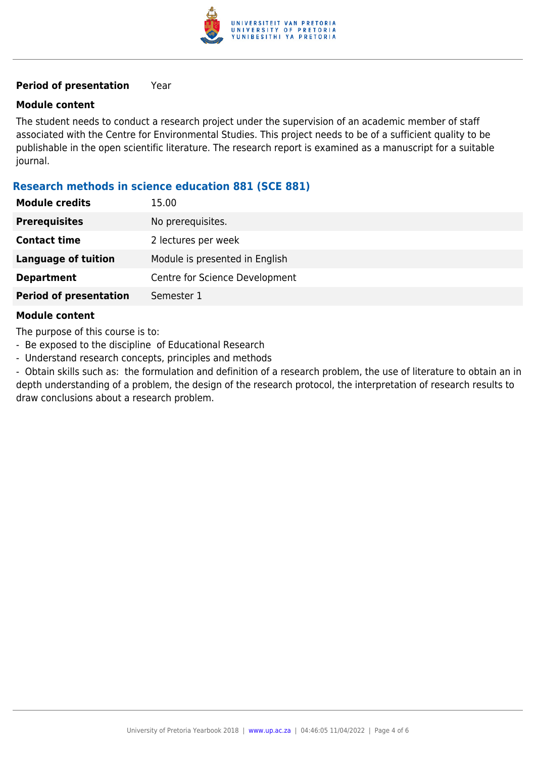| | |
|---|---|
| **Period of presentation** | Year |

**Module content**

The student needs to conduct a research project under the supervision of an academic member of staff associated with the Centre for Environmental Studies. This project needs to be of a sufficient quality to be publishable in the open scientific literature. The research report is examined as a manuscript for a suitable journal.

### Research methods in science education 881 (SCE 881)

| | |
|---|---|
| **Module credits** | 15.00 |
| **Prerequisites** | No prerequisites. |
| **Contact time** | 2 lectures per week |
| **Language of tuition** | Module is presented in English |
| **Department** | Centre for Science Development |
| **Period of presentation** | Semester 1 |

**Module content**

The purpose of this course is to:

- Be exposed to the discipline of Educational Research
- Understand research concepts, principles and methods
- Obtain skills such as: the formulation and definition of a research problem, the use of literature to obtain an in depth understanding of a problem, the design of the research protocol, the interpretation of research results to draw conclusions about a research problem.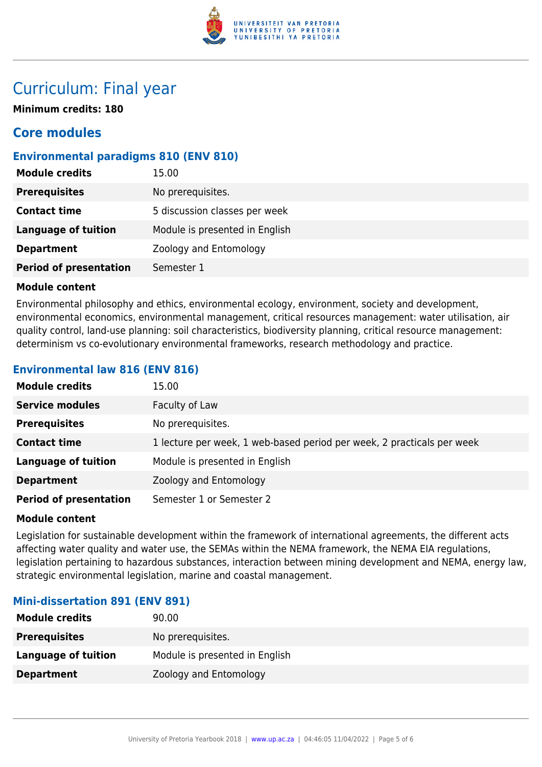# Curriculum: Final year

**Minimum credits: 180**

## Core modules

### Environmental paradigms 810 (ENV 810)

| | |
|---|---|
| **Module credits** | 15.00 |
| **Prerequisites** | No prerequisites. |
| **Contact time** | 5 discussion classes per week |
| **Language of tuition** | Module is presented in English |
| **Department** | Zoology and Entomology |
| **Period of presentation** | Semester 1 |

**Module content**

Environmental philosophy and ethics, environmental ecology, environment, society and development, environmental economics, environmental management, critical resources management: water utilisation, air quality control, land-use planning: soil characteristics, biodiversity planning, critical resource management: determinism vs co-evolutionary environmental frameworks, research methodology and practice.

### Environmental law 816 (ENV 816)

| | |
|---|---|
| **Module credits** | 15.00 |
| **Service modules** | Faculty of Law |
| **Prerequisites** | No prerequisites. |
| **Contact time** | 1 lecture per week, 1 web-based period per week, 2 practicals per week |
| **Language of tuition** | Module is presented in English |
| **Department** | Zoology and Entomology |
| **Period of presentation** | Semester 1 or Semester 2 |

**Module content**

Legislation for sustainable development within the framework of international agreements, the different acts affecting water quality and water use, the SEMAs within the NEMA framework, the NEMA EIA regulations, legislation pertaining to hazardous substances, interaction between mining development and NEMA, energy law, strategic environmental legislation, marine and coastal management.

### Mini-dissertation 891 (ENV 891)

| | |
|---|---|
| **Module credits** | 90.00 |
| **Prerequisites** | No prerequisites. |
| **Language of tuition** | Module is presented in English |
| **Department** | Zoology and Entomology |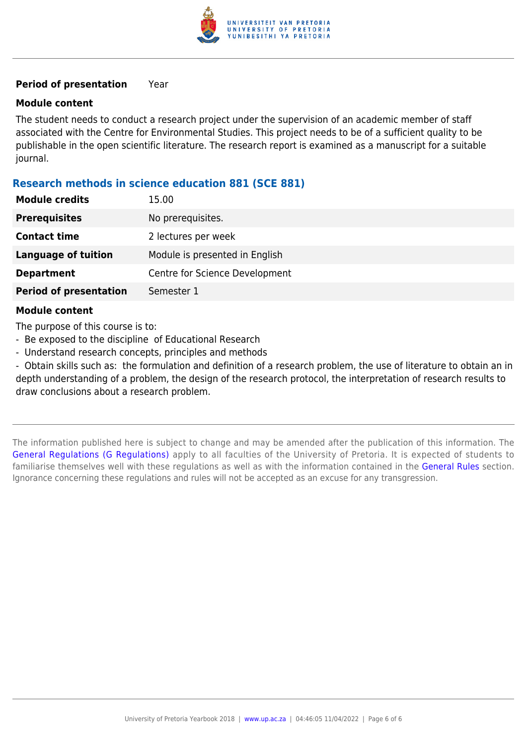| | |
|---|---|
| **Period of presentation** | Year |

**Module content**

The student needs to conduct a research project under the supervision of an academic member of staff associated with the Centre for Environmental Studies. This project needs to be of a sufficient quality to be publishable in the open scientific literature. The research report is examined as a manuscript for a suitable journal.

### Research methods in science education 881 (SCE 881)

| | |
|---|---|
| **Module credits** | 15.00 |
| **Prerequisites** | No prerequisites. |
| **Contact time** | 2 lectures per week |
| **Language of tuition** | Module is presented in English |
| **Department** | Centre for Science Development |
| **Period of presentation** | Semester 1 |

**Module content**

The purpose of this course is to:

- Be exposed to the discipline of Educational Research
- Understand research concepts, principles and methods
- Obtain skills such as: the formulation and definition of a research problem, the use of literature to obtain an in depth understanding of a problem, the design of the research protocol, the interpretation of research results to draw conclusions about a research problem.

The information published here is subject to change and may be amended after the publication of this information. The General Regulations (G Regulations) apply to all faculties of the University of Pretoria. It is expected of students to familiarise themselves well with these regulations as well as with the information contained in the General Rules section. Ignorance concerning these regulations and rules will not be accepted as an excuse for any transgression.